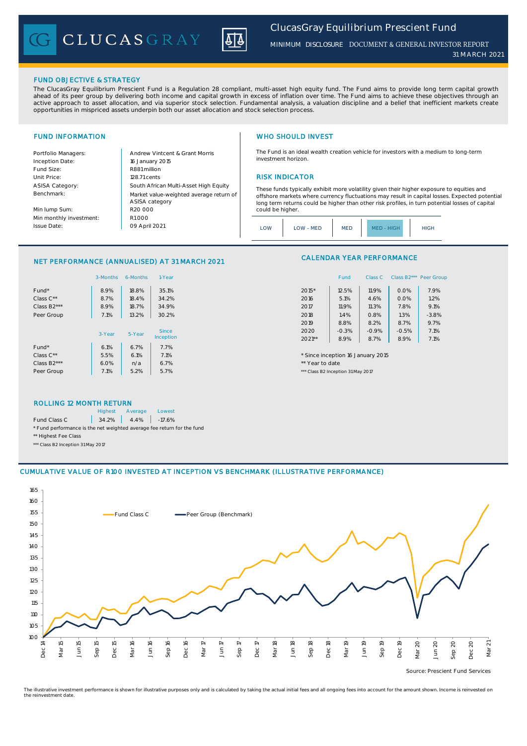# ClucasGray Equilibrium Prescient Fund

MINIMUM DISCLOSURE DOCUMENT & GENERAL INVESTOR REPORT

31 MARCH 2021

## FUND OBJECTIVE & STRATEGY

The ClucasGray Equilibrium Prescient Fund is a Regulation 28 compliant, multi-asset high equity fund. The Fund aims to provide long term capital growth ahead of its peer group by delivering both income and capital growth in excess of inflation over time. The Fund aims to achieve these objectives through an active approach to asset allocation, and via superior stock selection. Fundamental analysis, a valuation discipline and a belief that inefficient markets create opportunities in mispriced assets underpin both our asset allocation and stock selection process.

## FUND INFORMATION

| | |
|---|---|
| Portfolio Managers: | Andrew Vintcent & Grant Morris |
| Inception Date: | 16 January 2015 |
| Fund Size: | R881 million |
| Unit Price: | 128.71 cents |
| ASISA Category: | South African Multi-Asset High Equity |
| Benchmark: | Market value-weighted average return of ASISA category |
| Min lump Sum: | R20 000 |
| Min monthly investment: | R1 000 |
| Issue Date: | 09 April 2021 |

## WHO SHOULD INVEST

The Fund is an ideal wealth creation vehicle for investors with a medium to long-term investment horizon.

## RISK INDICATOR

These funds typically exhibit more volatility given their higher exposure to equities and offshore markets where currency fluctuations may result in capital losses. Expected potential long term returns could be higher than other risk profiles, in turn potential losses of capital could be higher.

| LOW | LOW - MED | MED | **MED - HIGH** | HIGH |
|---|---|---|---|---|

## NET PERFORMANCE (ANNUALISED) AT 31 MARCH 2021

| | 3-Months | 6-Months | 1-Year |
|---|---|---|---|
| Fund* | 8.9% | 18.8% | 35.1% |
| Class C** | 8.7% | 18.4% | 34.2% |
| Class B2*** | 8.9% | 18.7% | 34.9% |
| Peer Group | 7.1% | 13.2% | 30.2% |

| | 3-Year | 5-Year | Since Inception |
|---|---|---|---|
| Fund* | 6.1% | 6.7% | 7.7% |
| Class C** | 5.5% | 6.1% | 7.1% |
| Class B2*** | 6.0% | n/a | 6.7% |
| Peer Group | 7.1% | 5.2% | 5.7% |

## CALENDAR YEAR PERFORMANCE

| | Fund | Class C | Class B2*** | Peer Group |
|---|---|---|---|---|
| 2015* | 12.5% | 11.9% | 0.0% | 7.9% |
| 2016 | 5.1% | 4.6% | 0.0% | 1.2% |
| 2017 | 11.9% | 11.3% | 7.8% | 9.1% |
| 2018 | 1.4% | 0.8% | 1.3% | -3.8% |
| 2019 | 8.8% | 8.2% | 8.7% | 9.7% |
| 2020 | -0.3% | -0.9% | -0.5% | 7.1% |
| 2021** | 8.9% | 8.7% | 8.9% | 7.1% |

\* Since inception 16 January 2015

** Year to date

*** Class B2 Inception 31 May 2017

## ROLLING 12 MONTH RETURN

| | Highest | Average | Lowest |
|---|---|---|---|
| Fund Class C | 34.2% | 4.4% | -17.6% |

\* Fund performance is the net weighted average fee return for the fund

** Highest Fee Class

*** Class B2 Inception 31 May 2017

## CUMULATIVE VALUE OF R100 INVESTED AT INCEPTION VS BENCHMARK (ILLUSTRATIVE PERFORMANCE)

Source: Prescient Fund Services

The illustrative investment performance is shown for illustrative purposes only and is calculated by taking the actual initial fees and all ongoing fees into account for the amount shown. Income is reinvested on the reinvestment date.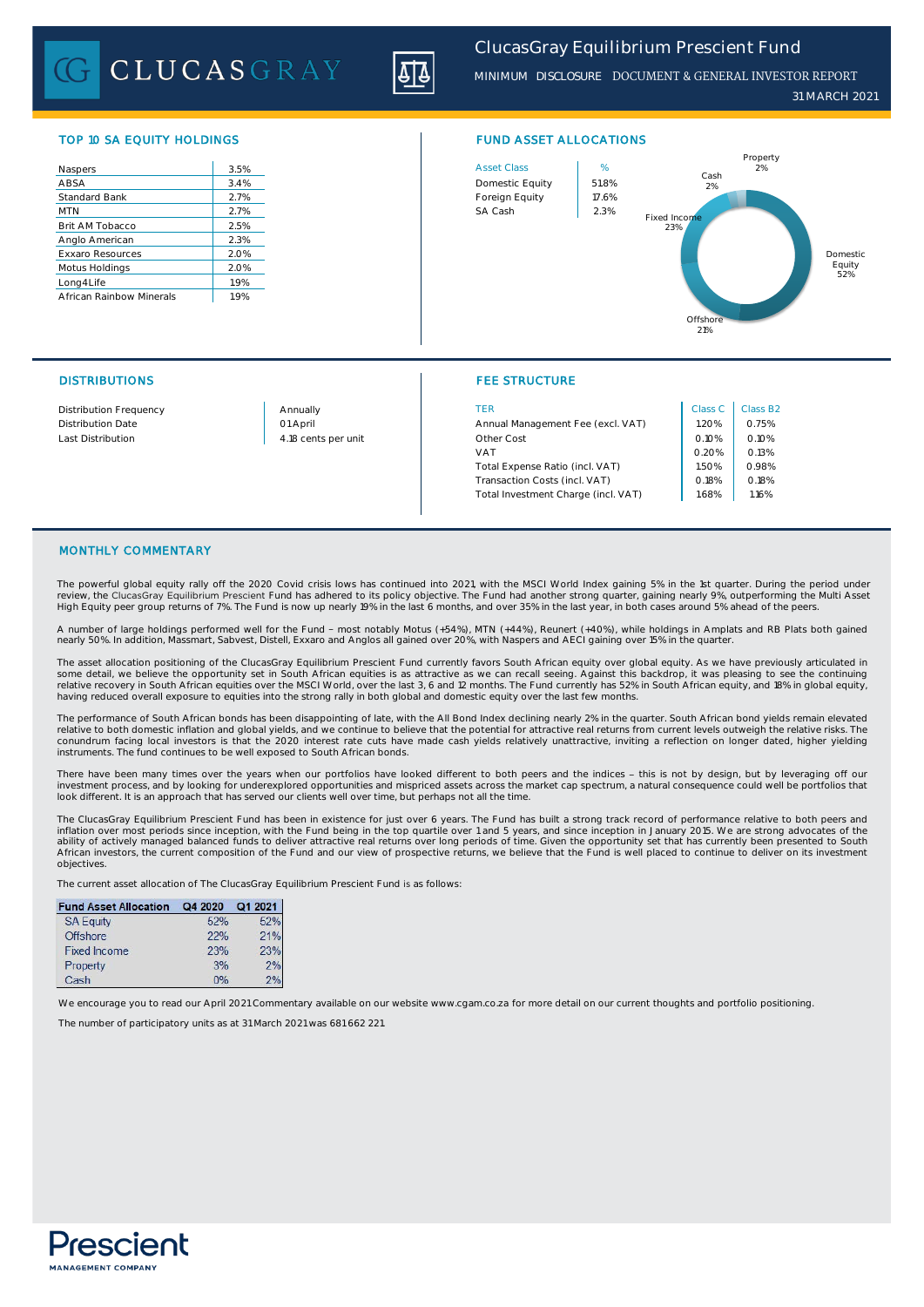# ClucasGray Equilibrium Prescient Fund

MINIMUM DISCLOSURE DOCUMENT & GENERAL INVESTOR REPORT

31 MARCH 2021

## TOP 10 SA EQUITY HOLDINGS

| Holding | % |
|---|---|
| Naspers | 3.5% |
| ABSA | 3.4% |
| Standard Bank | 2.7% |
| MTN | 2.7% |
| Brit AM Tobacco | 2.5% |
| Anglo American | 2.3% |
| Exxaro Resources | 2.0% |
| Motus Holdings | 2.0% |
| Long4Life | 1.9% |
| African Rainbow Minerals | 1.9% |

## FUND ASSET ALLOCATIONS

| Asset Class | % |
|---|---|
| Domestic Equity | 51.8% |
| Foreign Equity | 17.6% |
| SA Cash | 2.3% |

Property 2%, Cash 2%, Fixed Income 23%, Domestic Equity 52%, Offshore 21%

## DISTRIBUTIONS

| | |
|---|---|
| Distribution Frequency | Annually |
| Distribution Date | 01 April |
| Last Distribution | 4.18 cents per unit |

## FEE STRUCTURE

| TER | Class C | Class B2 |
|---|---|---|
| Annual Management Fee (excl. VAT) | 1.20% | 0.75% |
| Other Cost | 0.10% | 0.10% |
| VAT | 0.20% | 0.13% |
| Total Expense Ratio (incl. VAT) | 1.50% | 0.98% |
| Transaction Costs (incl. VAT) | 0.18% | 0.18% |
| Total Investment Charge (incl. VAT) | 1.68% | 1.16% |

## MONTHLY COMMENTARY

The powerful global equity rally off the 2020 Covid crisis lows has continued into 2021, with the MSCI World Index gaining 5% in the 1st quarter. During the period under review, the ClucasGray Equilibrium Prescient Fund has adhered to its policy objective. The Fund had another strong quarter, gaining nearly 9%, outperforming the Multi Asset High Equity peer group returns of 7%. The Fund is now up nearly 19% in the last 6 months, and over 35% in the last year, in both cases around 5% ahead of the peers.

A number of large holdings performed well for the Fund – most notably Motus (+54%), MTN (+44%), Reunert (+40%), while holdings in Amplats and RB Plats both gained nearly 50%. In addition, Massmart, Sabvest, Distell, Exxaro and Anglos all gained over 20%, with Naspers and AECI gaining over 15% in the quarter.

The asset allocation positioning of the ClucasGray Equilibrium Prescient Fund currently favors South African equity over global equity. As we have previously articulated in some detail, we believe the opportunity set in South African equities is as attractive as we can recall seeing. Against this backdrop, it was pleasing to see the continuing relative recovery in South African equities over the MSCI World, over the last 3, 6 and 12 months. The Fund currently has 52% in South African equity, and 18% in global equity, having reduced overall exposure to equities into the strong rally in both global and domestic equity over the last few months.

The performance of South African bonds has been disappointing of late, with the All Bond Index declining nearly 2% in the quarter. South African bond yields remain elevated relative to both domestic inflation and global yields, and we continue to believe that the potential for attractive real returns from current levels outweigh the relative risks. The conundrum facing local investors is that the 2020 interest rate cuts have made cash yields relatively unattractive, inviting a reflection on longer dated, higher yielding instruments. The fund continues to be well exposed to South African bonds.

There have been many times over the years when our portfolios have looked different to both peers and the indices – this is not by design, but by leveraging off our investment process, and by looking for underexplored opportunities and mispriced assets across the market cap spectrum, a natural consequence could well be portfolios that look different. It is an approach that has served our clients well over time, but perhaps not all the time.

The ClucasGray Equilibrium Prescient Fund has been in existence for just over 6 years. The Fund has built a strong track record of performance relative to both peers and inflation over most periods since inception, with the Fund being in the top quartile over 1 and 5 years, and since inception in January 2015. We are strong advocates of the ability of actively managed balanced funds to deliver attractive real returns over long periods of time. Given the opportunity set that has currently been presented to South African investors, the current composition of the Fund and our view of prospective returns, we believe that the Fund is well placed to continue to deliver on its investment objectives.

The current asset allocation of The ClucasGray Equilibrium Prescient Fund is as follows:

| Fund Asset Allocation | Q4 2020 | Q1 2021 |
|---|---|---|
| SA Equity | 52% | 52% |
| Offshore | 22% | 21% |
| Fixed Income | 23% | 23% |
| Property | 3% | 2% |
| Cash | 0% | 2% |

We encourage you to read our April 2021 Commentary available on our website www.cgam.co.za for more detail on our current thoughts and portfolio positioning.

The number of participatory units as at 31 March 2021 was 681 662 221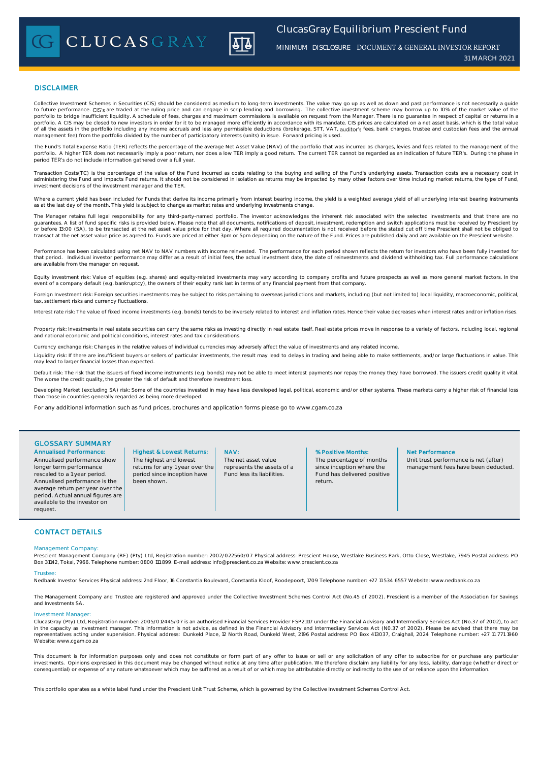CLUCASGRAY

# ClucasGray Equilibrium Prescient Fund

MINIMUM DISCLOSURE DOCUMENT & GENERAL INVESTOR REPORT

31 MARCH 2021

## DISCLAIMER

Collective Investment Schemes in Securities (CIS) should be considered as medium to long-term investments. The value may go up as well as down and past performance is not necessarily a guide to future performance. CIS's are traded at the ruling price and can engage in scrip lending and borrowing. The collective investment scheme may borrow up to 10% of the market value of the portfolio to bridge insufficient liquidity. A schedule of fees, charges and maximum commissions is available on request from the Manager. There is no guarantee in respect of capital or returns in a portfolio. A CIS may be closed to new investors in order for it to be managed more efficiently in accordance with its mandate. CIS prices are calculated on a net asset basis, which is the total value of all the assets in the portfolio including any income accruals and less any permissible deductions (brokerage, STT, VAT, auditor's fees, bank charges, trustee and custodian fees and the annual management fee) from the portfolio divided by the number of participatory interests (units) in issue. Forward pricing is used.

The Fund's Total Expense Ratio (TER) reflects the percentage of the average Net Asset Value (NAV) of the portfolio that was incurred as charges, levies and fees related to the management of the portfolio. A higher TER does not necessarily imply a poor return, nor does a low TER imply a good return. The current TER cannot be regarded as an indication of future TER's. During the phase in period TER's do not include information gathered over a full year.

Transaction Costs(TC) is the percentage of the value of the Fund incurred as costs relating to the buying and selling of the Fund's underlying assets. Transaction costs are a necessary cost in administering the Fund and impacts Fund returns. It should not be considered in isolation as returns may be impacted by many other factors over time including market returns, the type of Fund, investment decisions of the investment manager and the TER.

Where a current yield has been included for Funds that derive its income primarily from interest bearing income, the yield is a weighted average yield of all underlying interest bearing instruments as at the last day of the month. This yield is subject to change as market rates and underlying investments change.

The Manager retains full legal responsibility for any third-party-named portfolio. The investor acknowledges the inherent risk associated with the selected investments and that there are no guarantees. A list of fund specific risks is provided below. Please note that all documents, notifications of deposit, investment, redemption and switch applications must be received by Prescient by or before 13:00 (SA), to be transacted at the net asset value price for that day. Where all required documentation is not received before the stated cut off time Prescient shall not be obliged to transact at the net asset value price as agreed to. Funds are priced at either 3pm or 5pm depending on the nature of the Fund. Prices are published daily and are available on the Prescient website.

Performance has been calculated using net NAV to NAV numbers with income reinvested. The performance for each period shown reflects the return for investors who have been fully invested for that period. Individual investor performance may differ as a result of initial fees, the actual investment date, the date of reinvestments and dividend withholding tax. Full performance calculations are available from the manager on request.

Equity investment risk: Value of equities (e.g. shares) and equity-related investments may vary according to company profits and future prospects as well as more general market factors. In the event of a company default (e.g. bankruptcy), the owners of their equity rank last in terms of any financial payment from that company.

Foreign Investment risk: Foreign securities investments may be subject to risks pertaining to overseas jurisdictions and markets, including (but not limited to) local liquidity, macroeconomic, political, tax, settlement risks and currency fluctuations.

Interest rate risk: The value of fixed income investments (e.g. bonds) tends to be inversely related to interest and inflation rates. Hence their value decreases when interest rates and/or inflation rises.

Property risk: Investments in real estate securities can carry the same risks as investing directly in real estate itself. Real estate prices move in response to a variety of factors, including local, regional and national economic and political conditions, interest rates and tax considerations.

Currency exchange risk: Changes in the relative values of individual currencies may adversely affect the value of investments and any related income.

Liquidity risk: If there are insufficient buyers or sellers of particular investments, the result may lead to delays in trading and being able to make settlements, and/or large fluctuations in value. This may lead to larger financial losses than expected.

Default risk: The risk that the issuers of fixed income instruments (e.g. bonds) may not be able to meet interest payments nor repay the money they have borrowed. The issuers credit quality it vital. The worse the credit quality, the greater the risk of default and therefore investment loss.

Developing Market (excluding SA) risk: Some of the countries invested in may have less developed legal, political, economic and/or other systems. These markets carry a higher risk of financial loss than those in countries generally regarded as being more developed.

For any additional information such as fund prices, brochures and application forms please go to www.cgam.co.za

## GLOSSARY SUMMARY

**Annualised Performance:** Annualised performance show longer term performance rescaled to a 1 year period. Annualised performance is the average return per year over the period. Actual annual figures are available to the investor on request.

**Highest & Lowest Returns:** The highest and lowest returns for any 1 year over the period since inception have been shown.

**NAV:** The net asset value represents the assets of a Fund less its liabilities.

**% Positive Months:** The percentage of months since inception where the Fund has delivered positive return.

**Net Performance:** Unit trust performance is net (after) management fees have been deducted.

## CONTACT DETAILS

### Management Company:

Prescient Management Company (RF) (Pty) Ltd, Registration number: 2002/022560/07 Physical address: Prescient House, Westlake Business Park, Otto Close, Westlake, 7945 Postal address: PO Box 31142, Tokai, 7966. Telephone number: 0800 111 899. E-mail address: info@prescient.co.za Website: www.prescient.co.za

### Trustee:

Nedbank Investor Services Physical address: 2nd Floor, 16 Constantia Boulevard, Constantia Kloof, Roodepoort, 1709 Telephone number: +27 11 534 6557 Website: www.nedbank.co.za

The Management Company and Trustee are registered and approved under the Collective Investment Schemes Control Act (No.45 of 2002). Prescient is a member of the Association for Savings and Investments SA.

### Investment Manager:

ClucasGray (Pty) Ltd, Registration number: 2005/012445/07 is an authorised Financial Services Provider FSP21117 under the Financial Advisory and Intermediary Services Act (No.37 of 2002), to act in the capacity as investment manager. This information is not advice, as defined in the Financial Advisory and Intermediary Services Act (N0.37 of 2002). Please be advised that there may be representatives acting under supervision. Physical address: Dunkeld Place, 12 North Road, Dunkeld West, 2196 Postal address: PO Box 413037, Craighall, 2024 Telephone number: +27 11 771 1960 Website: www.cgam.co.za

This document is for information purposes only and does not constitute or form part of any offer to issue or sell or any solicitation of any offer to subscribe for or purchase any particular investments. Opinions expressed in this document may be changed without notice at any time after publication. We therefore disclaim any liability for any loss, liability, damage (whether direct or consequential) or expense of any nature whatsoever which may be suffered as a result of or which may be attributable directly or indirectly to the use of or reliance upon the information.

This portfolio operates as a white label fund under the Prescient Unit Trust Scheme, which is governed by the Collective Investment Schemes Control Act.